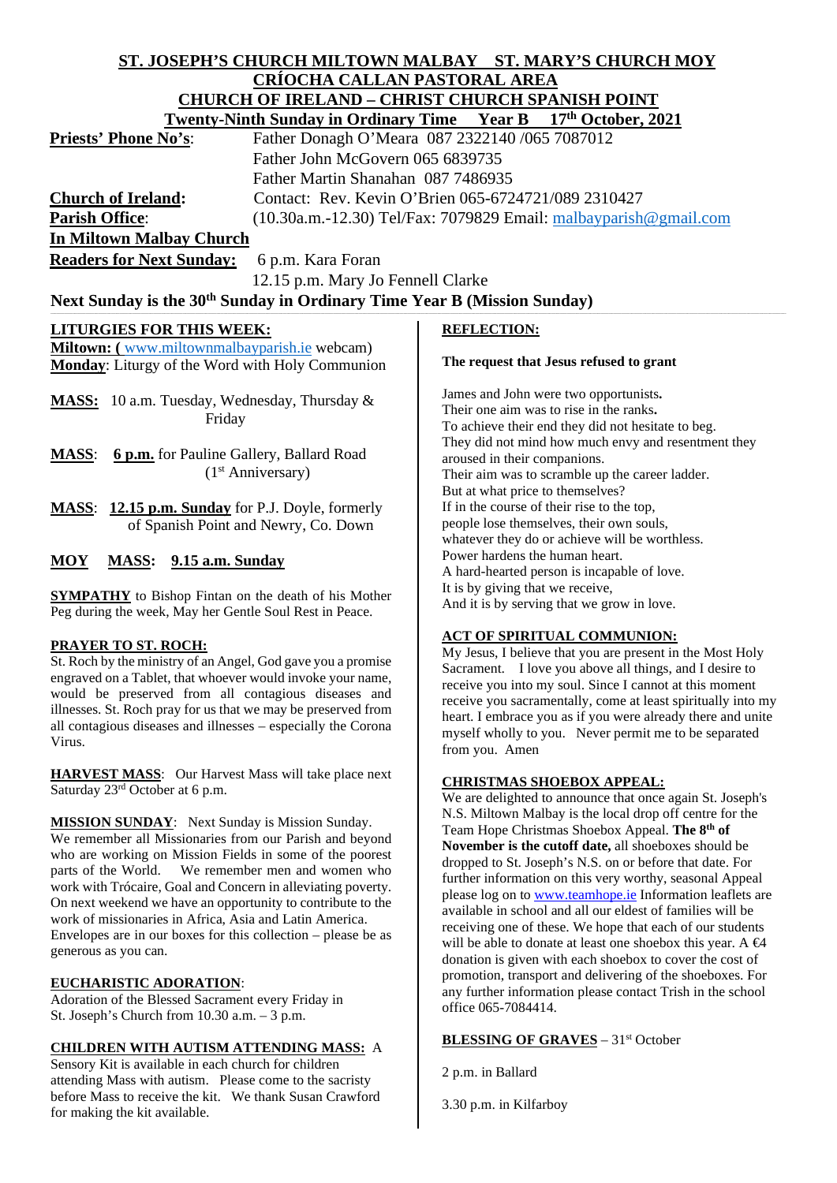# ST. JOSEPH'S CHURCH MILTOWN MALBAY   ST. MARY'S CHURCH MOY

## CRÍOCHA CALLAN PASTORAL AREA

## CHURCH OF IRELAND – CHRIST CHURCH SPANISH POINT

**Twenty-Ninth Sunday in Ordinary Time   Year B   17th October, 2021**

**Priests' Phone No's**: Father Donagh O'Meara 087 2322140 /065 7087012
Father John McGovern 065 6839735
Father Martin Shanahan 087 7486935

**Church of Ireland**: Contact: Rev. Kevin O'Brien 065-6724721/089 2310427

**Parish Office**: (10.30a.m.-12.30) Tel/Fax: 7079829 Email: malbayparish@gmail.com

**In Miltown Malbay Church**

**Readers for Next Sunday:** 6 p.m. Kara Foran
12.15 p.m. Mary Jo Fennell Clarke

**Next Sunday is the 30th Sunday in Ordinary Time Year B (Mission Sunday)**

### LITURGIES FOR THIS WEEK:

**Miltown: (** www.miltownmalbayparish.ie webcam)
**Monday**: Liturgy of the Word with Holy Communion

**MASS:** 10 a.m. Tuesday, Wednesday, Thursday & Friday

**MASS**: **6 p.m.** for Pauline Gallery, Ballard Road (1st Anniversary)

**MASS**: **12.15 p.m. Sunday** for P.J. Doyle, formerly of Spanish Point and Newry, Co. Down

**MOY MASS: 9.15 a.m. Sunday**

**SYMPATHY** to Bishop Fintan on the death of his Mother Peg during the week, May her Gentle Soul Rest in Peace.

### PRAYER TO ST. ROCH:

St. Roch by the ministry of an Angel, God gave you a promise engraved on a Tablet, that whoever would invoke your name, would be preserved from all contagious diseases and illnesses. St. Roch pray for us that we may be preserved from all contagious diseases and illnesses – especially the Corona Virus.

**HARVEST MASS**: Our Harvest Mass will take place next Saturday 23rd October at 6 p.m.

**MISSION SUNDAY**: Next Sunday is Mission Sunday. We remember all Missionaries from our Parish and beyond who are working on Mission Fields in some of the poorest parts of the World. We remember men and women who work with Trócaire, Goal and Concern in alleviating poverty. On next weekend we have an opportunity to contribute to the work of missionaries in Africa, Asia and Latin America. Envelopes are in our boxes for this collection – please be as generous as you can.

### EUCHARISTIC ADORATION:

Adoration of the Blessed Sacrament every Friday in St. Joseph's Church from 10.30 a.m. – 3 p.m.

**CHILDREN WITH AUTISM ATTENDING MASS:** A Sensory Kit is available in each church for children attending Mass with autism. Please come to the sacristy before Mass to receive the kit. We thank Susan Crawford for making the kit available.

### REFLECTION:

**The request that Jesus refused to grant**

James and John were two opportunists.
Their one aim was to rise in the ranks.
To achieve their end they did not hesitate to beg.
They did not mind how much envy and resentment they aroused in their companions.
Their aim was to scramble up the career ladder.
But at what price to themselves?
If in the course of their rise to the top,
people lose themselves, their own souls,
whatever they do or achieve will be worthless.
Power hardens the human heart.
A hard-hearted person is incapable of love.
It is by giving that we receive,
And it is by serving that we grow in love.

### ACT OF SPIRITUAL COMMUNION:

My Jesus, I believe that you are present in the Most Holy Sacrament. I love you above all things, and I desire to receive you into my soul. Since I cannot at this moment receive you sacramentally, come at least spiritually into my heart. I embrace you as if you were already there and unite myself wholly to you. Never permit me to be separated from you. Amen

### CHRISTMAS SHOEBOX APPEAL:

We are delighted to announce that once again St. Joseph's N.S. Miltown Malbay is the local drop off centre for the Team Hope Christmas Shoebox Appeal. **The 8th of November is the cutoff date,** all shoeboxes should be dropped to St. Joseph's N.S. on or before that date. For further information on this very worthy, seasonal Appeal please log on to www.teamhope.ie Information leaflets are available in school and all our eldest of families will be receiving one of these. We hope that each of our students will be able to donate at least one shoebox this year. A €4 donation is given with each shoebox to cover the cost of promotion, transport and delivering of the shoeboxes. For any further information please contact Trish in the school office 065-7084414.

**BLESSING OF GRAVES** – 31st October

2 p.m. in Ballard

3.30 p.m. in Kilfarboy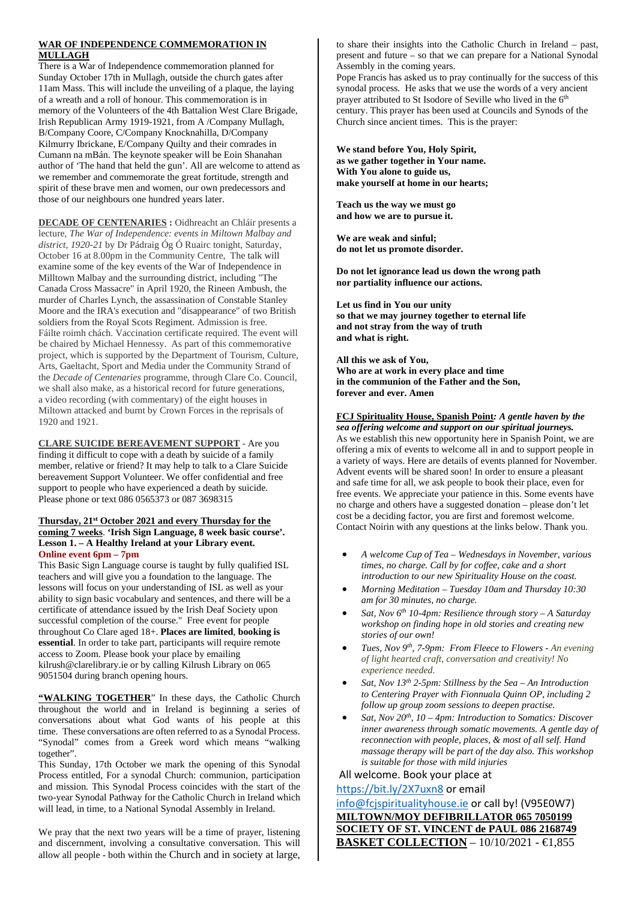## WAR OF INDEPENDENCE COMMEMORATION IN MULLAGH

There is a War of Independence commemoration planned for Sunday October 17th in Mullagh, outside the church gates after 11am Mass. This will include the unveiling of a plaque, the laying of a wreath and a roll of honour. This commemoration is in memory of the Volunteers of the 4th Battalion West Clare Brigade, Irish Republican Army 1919-1921, from A /Company Mullagh, B/Company Coore, C/Company Knocknahilla, D/Company Kilmurry Ibrickane, E/Company Quilty and their comrades in Cumann na mBán. The keynote speaker will be Eoin Shanahan author of 'The hand that held the gun'. All are welcome to attend as we remember and commemorate the great fortitude, strength and spirit of these brave men and women, our own predecessors and those of our neighbours one hundred years later.

**DECADE OF CENTENARIES :** Oidhreacht an Chláir presents a lecture, *The War of Independence: events in Miltown Malbay and district, 1920-21* by Dr Pádraig Óg Ó Ruairc tonight, Saturday, October 16 at 8.00pm in the Community Centre, The talk will examine some of the key events of the War of Independence in Milltown Malbay and the surrounding district, including "The Canada Cross Massacre" in April 1920, the Rineen Ambush, the murder of Charles Lynch, the assassination of Constable Stanley Moore and the IRA's execution and "disappearance" of two British soldiers from the Royal Scots Regiment. Admission is free. Fáilte roimh chách. Vaccination certificate required. The event will be chaired by Michael Hennessy. As part of this commemorative project, which is supported by the Department of Tourism, Culture, Arts, Gaeltacht, Sport and Media under the Community Strand of the *Decade of Centenaries* programme, through Clare Co. Council, we shall also make, as a historical record for future generations, a video recording (with commentary) of the eight houses in Miltown attacked and burnt by Crown Forces in the reprisals of 1920 and 1921.

**CLARE SUICIDE BEREAVEMENT SUPPORT** - Are you finding it difficult to cope with a death by suicide of a family member, relative or friend? It may help to talk to a Clare Suicide bereavement Support Volunteer. We offer confidential and free support to people who have experienced a death by suicide. Please phone or text 086 0565373 or 087 3698315

**Thursday, 21st October 2021 and every Thursday for the coming 7 weeks. 'Irish Sign Language, 8 week basic course'. Lesson 1. – A Healthy Ireland at your Library event. Online event 6pm – 7pm**

This Basic Sign Language course is taught by fully qualified ISL teachers and will give you a foundation to the language. The lessons will focus on your understanding of ISL as well as your ability to sign basic vocabulary and sentences, and there will be a certificate of attendance issued by the Irish Deaf Society upon successful completion of the course." Free event for people throughout Co Clare aged 18+. **Places are limited**, **booking is essential**. In order to take part, participants will require remote access to Zoom. Please book your place by emailing kilrush@clarelibrary.ie or by calling Kilrush Library on 065 9051504 during branch opening hours.

**"WALKING TOGETHER"** In these days, the Catholic Church throughout the world and in Ireland is beginning a series of conversations about what God wants of his people at this time. These conversations are often referred to as a Synodal Process. "Synodal" comes from a Greek word which means "walking together".

This Sunday, 17th October we mark the opening of this Synodal Process entitled, For a synodal Church: communion, participation and mission. This Synodal Process coincides with the start of the two-year Synodal Pathway for the Catholic Church in Ireland which will lead, in time, to a National Synodal Assembly in Ireland.

We pray that the next two years will be a time of prayer, listening and discernment, involving a consultative conversation. This will allow all people - both within the Church and in society at large, to share their insights into the Catholic Church in Ireland – past, present and future – so that we can prepare for a National Synodal Assembly in the coming years.

Pope Francis has asked us to pray continually for the success of this synodal process. He asks that we use the words of a very ancient prayer attributed to St Isodore of Seville who lived in the 6th century. This prayer has been used at Councils and Synods of the Church since ancient times. This is the prayer:

**We stand before You, Holy Spirit,
as we gather together in Your name.
With You alone to guide us,
make yourself at home in our hearts;**

**Teach us the way we must go
and how we are to pursue it.**

**We are weak and sinful;
do not let us promote disorder.**

**Do not let ignorance lead us down the wrong path
nor partiality influence our actions.**

**Let us find in You our unity
so that we may journey together to eternal life
and not stray from the way of truth
and what is right.**

**All this we ask of You,
Who are at work in every place and time
in the communion of the Father and the Son,
forever and ever. Amen**

**FCJ Spirituality House, Spanish Point***: A gentle haven by the sea offering welcome and support on our spiritual journeys.*

As we establish this new opportunity here in Spanish Point, we are offering a mix of events to welcome all in and to support people in a variety of ways. Here are details of events planned for November. Advent events will be shared soon! In order to ensure a pleasant and safe time for all, we ask people to book their place, even for free events. We appreciate your patience in this. Some events have no charge and others have a suggested donation – please don't let cost be a deciding factor, you are first and foremost welcome. Contact Noirin with any questions at the links below. Thank you.

- *A welcome Cup of Tea – Wednesdays in November, various times, no charge. Call by for coffee, cake and a short introduction to our new Spirituality House on the coast.*
- *Morning Meditation – Tuesday 10am and Thursday 10:30 am for 30 minutes, no charge.*
- *Sat, Nov 6th 10-4pm: Resilience through story – A Saturday workshop on finding hope in old stories and creating new stories of our own!*
- *Tues, Nov 9th, 7-9pm: From Fleece to Flowers - An evening of light hearted craft, conversation and creativity! No experience needed.*
- *Sat, Nov 13th 2-5pm: Stillness by the Sea – An Introduction to Centering Prayer with Fionnuala Quinn OP, including 2 follow up group zoom sessions to deepen practise.*
- *Sat, Nov 20th, 10 – 4pm: Introduction to Somatics: Discover inner awareness through somatic movements. A gentle day of reconnection with people, places, & most of all self. Hand massage therapy will be part of the day also. This workshop is suitable for those with mild injuries*

All welcome. Book your place at https://bit.ly/2X7uxn8 or email info@fcjspiritualityhouse.ie or call by! (V95E0W7)

**MILTOWN/MOY DEFIBRILLATOR 065 7050199**

**SOCIETY OF ST. VINCENT de PAUL 086 2168749**

**BASKET COLLECTION** – 10/10/2021 - €1,855